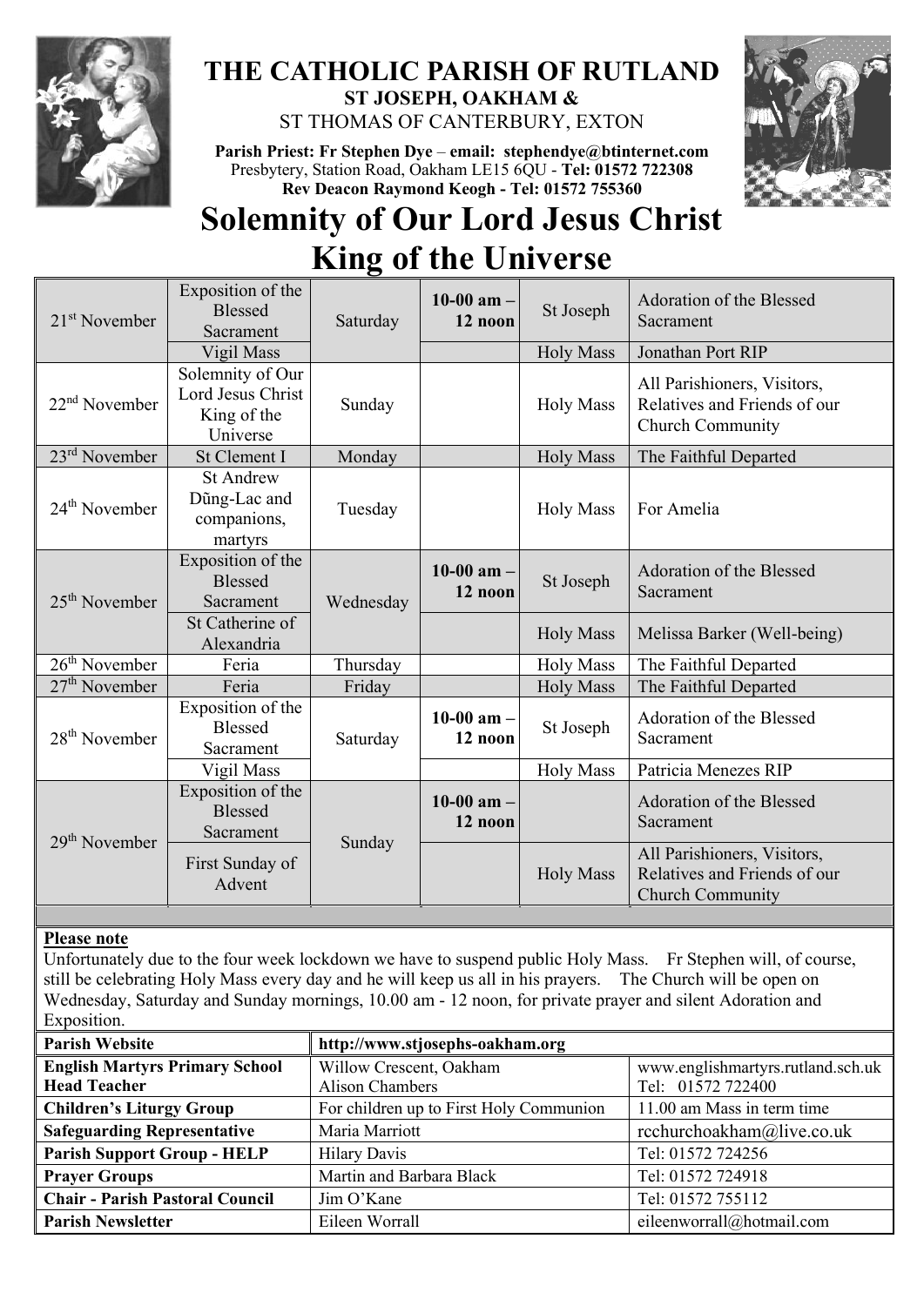# THE CATHOLIC PARISH OF RUTLAND

**ST JOSEPH, OAKHAM &**
ST THOMAS OF CANTERBURY, EXTON

**Parish Priest: Fr Stephen Dye – email: stephendye@btinternet.com**
Presbytery, Station Road, Oakham LE15 6QU - **Tel: 01572 722308**
**Rev Deacon Raymond Keogh - Tel: 01572 755360**

# Solemnity of Our Lord Jesus Christ King of the Universe

| | | | | | |
|---|---|---|---|---|---|
| 21st November | Exposition of the Blessed Sacrament | Saturday | **10-00 am – 12 noon** | St Joseph | Adoration of the Blessed Sacrament |
| | Vigil Mass | | | Holy Mass | Jonathan Port RIP |
| 22nd November | Solemnity of Our Lord Jesus Christ King of the Universe | Sunday | | Holy Mass | All Parishioners, Visitors, Relatives and Friends of our Church Community |
| 23rd November | St Clement I | Monday | | Holy Mass | The Faithful Departed |
| 24th November | St Andrew Dũng-Lac and companions, martyrs | Tuesday | | Holy Mass | For Amelia |
| 25th November | Exposition of the Blessed Sacrament | Wednesday | **10-00 am – 12 noon** | St Joseph | Adoration of the Blessed Sacrament |
| | St Catherine of Alexandria | | | Holy Mass | Melissa Barker (Well-being) |
| 26th November | Feria | Thursday | | Holy Mass | The Faithful Departed |
| 27th November | Feria | Friday | | Holy Mass | The Faithful Departed |
| 28th November | Exposition of the Blessed Sacrament | Saturday | **10-00 am – 12 noon** | St Joseph | Adoration of the Blessed Sacrament |
| | Vigil Mass | | | Holy Mass | Patricia Menezes RIP |
| 29th November | Exposition of the Blessed Sacrament | Sunday | **10-00 am – 12 noon** | | Adoration of the Blessed Sacrament |
| | First Sunday of Advent | | | Holy Mass | All Parishioners, Visitors, Relatives and Friends of our Church Community |

**Please note**

Unfortunately due to the four week lockdown we have to suspend public Holy Mass. Fr Stephen will, of course, still be celebrating Holy Mass every day and he will keep us all in his prayers. The Church will be open on Wednesday, Saturday and Sunday mornings, 10.00 am - 12 noon, for private prayer and silent Adoration and Exposition.

| | | |
|---|---|---|
| **Parish Website** | **http://www.stjosephs-oakham.org** | |
| **English Martyrs Primary School Head Teacher** | Willow Crescent, Oakham Alison Chambers | www.englishmartyrs.rutland.sch.uk Tel: 01572 722400 |
| **Children's Liturgy Group** | For children up to First Holy Communion | 11.00 am Mass in term time |
| **Safeguarding Representative** | Maria Marriott | rcchurchoakham@live.co.uk |
| **Parish Support Group - HELP** | Hilary Davis | Tel: 01572 724256 |
| **Prayer Groups** | Martin and Barbara Black | Tel: 01572 724918 |
| **Chair - Parish Pastoral Council** | Jim O'Kane | Tel: 01572 755112 |
| **Parish Newsletter** | Eileen Worrall | eileenworrall@hotmail.com |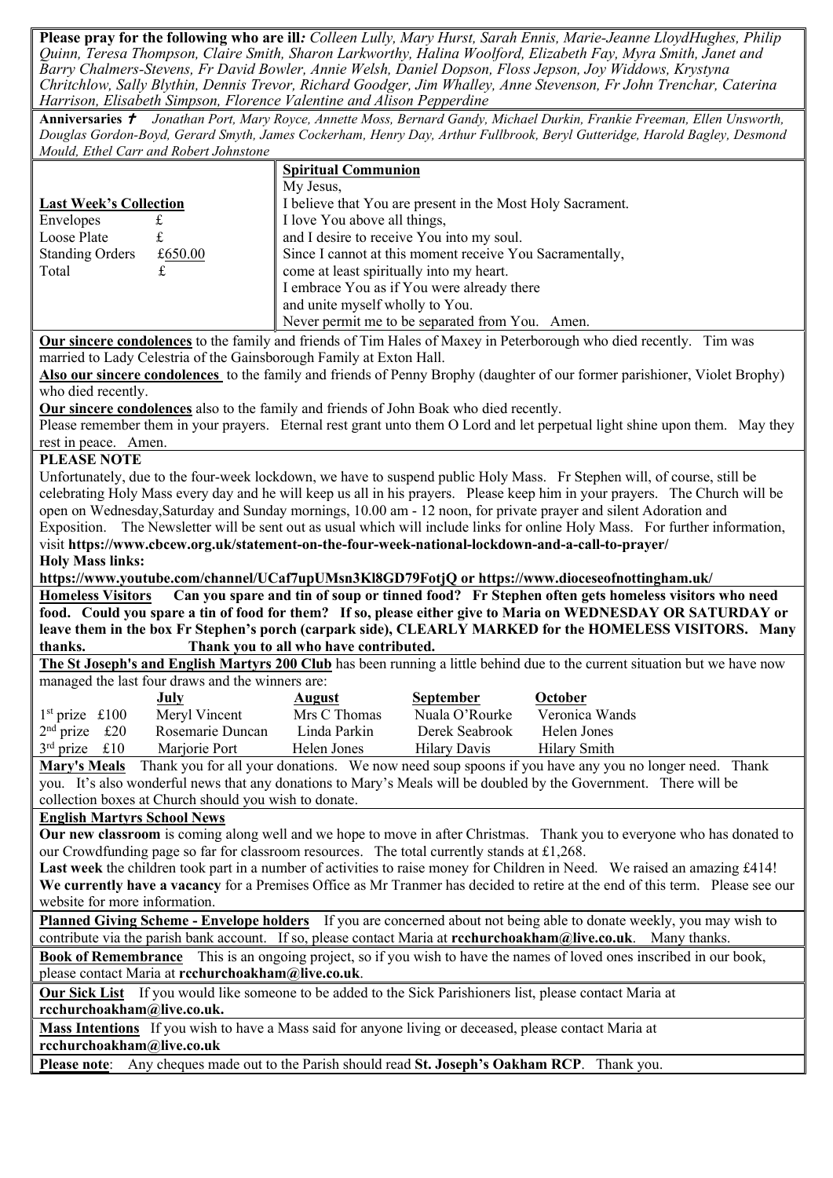**Please pray for the following who are ill***: Colleen Lully, Mary Hurst, Sarah Ennis, Marie-Jeanne LloydHughes, Philip Quinn, Teresa Thompson, Claire Smith, Sharon Larkworthy, Halina Woolford, Elizabeth Fay, Myra Smith, Janet and Barry Chalmers-Stevens, Fr David Bowler, Annie Welsh, Daniel Dopson, Floss Jepson, Joy Widdows, Krystyna Chritchlow, Sally Blythin, Dennis Trevor, Richard Goodger, Jim Whalley, Anne Stevenson, Fr John Trenchar, Caterina Harrison, Elisabeth Simpson, Florence Valentine and Alison Pepperdine*

**Anniversaries** ✝ *Jonathan Port, Mary Royce, Annette Moss, Bernard Gandy, Michael Durkin, Frankie Freeman, Ellen Unsworth, Douglas Gordon-Boyd, Gerard Smyth, James Cockerham, Henry Day, Arthur Fullbrook, Beryl Gutteridge, Harold Bagley, Desmond Mould, Ethel Carr and Robert Johnstone*

**Last Week's Collection**

| | |
|---|---|
| Envelopes | £ |
| Loose Plate | £ |
| Standing Orders | £650.00 |
| Total | £ |

**Spiritual Communion**

My Jesus,
I believe that You are present in the Most Holy Sacrament.
I love You above all things,
and I desire to receive You into my soul.
Since I cannot at this moment receive You Sacramentally,
come at least spiritually into my heart.
I embrace You as if You were already there
and unite myself wholly to You.
Never permit me to be separated from You. Amen.

**Our sincere condolences** to the family and friends of Tim Hales of Maxey in Peterborough who died recently. Tim was married to Lady Celestria of the Gainsborough Family at Exton Hall.

**Also our sincere condolences** to the family and friends of Penny Brophy (daughter of our former parishioner, Violet Brophy) who died recently.

**Our sincere condolences** also to the family and friends of John Boak who died recently.

Please remember them in your prayers. Eternal rest grant unto them O Lord and let perpetual light shine upon them. May they rest in peace. Amen.

**PLEASE NOTE**

Unfortunately, due to the four-week lockdown, we have to suspend public Holy Mass. Fr Stephen will, of course, still be celebrating Holy Mass every day and he will keep us all in his prayers. Please keep him in your prayers. The Church will be open on Wednesday,Saturday and Sunday mornings, 10.00 am - 12 noon, for private prayer and silent Adoration and Exposition. The Newsletter will be sent out as usual which will include links for online Holy Mass. For further information, visit **https://www.cbcew.org.uk/statement-on-the-four-week-national-lockdown-and-a-call-to-prayer/**

**Holy Mass links:**

**https://www.youtube.com/channel/UCaf7upUMsn3Kl8GD79FotjQ or https://www.dioceseofnottingham.uk/**

**Homeless Visitors Can you spare and tin of soup or tinned food? Fr Stephen often gets homeless visitors who need food. Could you spare a tin of food for them? If so, please either give to Maria on WEDNESDAY OR SATURDAY or leave them in the box Fr Stephen's porch (carpark side), CLEARLY MARKED for the HOMELESS VISITORS. Many thanks. Thank you to all who have contributed.**

**The St Joseph's and English Martyrs 200 Club** has been running a little behind due to the current situation but we have now managed the last four draws and the winners are:

| | July | August | September | October |
|---|---|---|---|---|
| 1st prize £100 | Meryl Vincent | Mrs C Thomas | Nuala O'Rourke | Veronica Wands |
| 2nd prize £20 | Rosemarie Duncan | Linda Parkin | Derek Seabrook | Helen Jones |
| 3rd prize £10 | Marjorie Port | Helen Jones | Hilary Davis | Hilary Smith |

**Mary's Meals** Thank you for all your donations. We now need soup spoons if you have any you no longer need. Thank you. It's also wonderful news that any donations to Mary's Meals will be doubled by the Government. There will be collection boxes at Church should you wish to donate.

**English Martyrs School News**

**Our new classroom** is coming along well and we hope to move in after Christmas. Thank you to everyone who has donated to our Crowdfunding page so far for classroom resources. The total currently stands at £1,268.

**Last week** the children took part in a number of activities to raise money for Children in Need. We raised an amazing £414!

**We currently have a vacancy** for a Premises Office as Mr Tranmer has decided to retire at the end of this term. Please see our website for more information.

**Planned Giving Scheme - Envelope holders** If you are concerned about not being able to donate weekly, you may wish to contribute via the parish bank account. If so, please contact Maria at **rcchurchoakham@live.co.uk**. Many thanks.

**Book of Remembrance** This is an ongoing project, so if you wish to have the names of loved ones inscribed in our book, please contact Maria at **rcchurchoakham@live.co.uk**.

**Our Sick List** If you would like someone to be added to the Sick Parishioners list, please contact Maria at **rcchurchoakham@live.co.uk.**

**Mass Intentions** If you wish to have a Mass said for anyone living or deceased, please contact Maria at **rcchurchoakham@live.co.uk**

**Please note**: Any cheques made out to the Parish should read **St. Joseph's Oakham RCP**. Thank you.